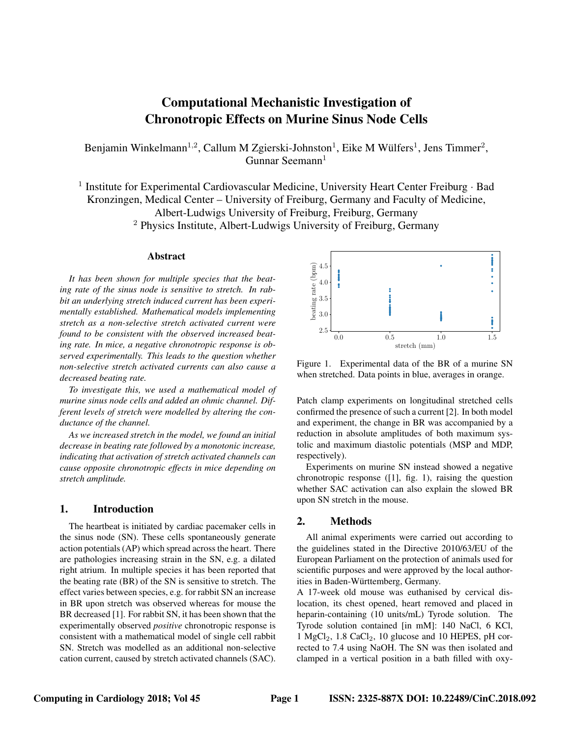# Computational Mechanistic Investigation of Chronotropic Effects on Murine Sinus Node Cells

Benjamin Winkelmann[1,2], Callum M Zgierski-Johnston[1], Eike M Wülfers[1], Jens Timmer[2], Gunnar Seemann[1]

[1] Institute for Experimental Cardiovascular Medicine, University Heart Center Freiburg · Bad Krozingen, Medical Center – University of Freiburg, Germany and Faculty of Medicine, Albert-Ludwigs University of Freiburg, Freiburg, Germany

[2] Physics Institute, Albert-Ludwigs University of Freiburg, Germany

## Abstract

*It has been shown for multiple species that the beating rate of the sinus node is sensitive to stretch. In rabbit an underlying stretch induced current has been experimentally established. Mathematical models implementing stretch as a non-selective stretch activated current were found to be consistent with the observed increased beating rate. In mice, a negative chronotropic response is observed experimentally. This leads to the question whether non-selective stretch activated currents can also cause a decreased beating rate.*

*To investigate this, we used a mathematical model of murine sinus node cells and added an ohmic channel. Different levels of stretch were modelled by altering the conductance of the channel.*

*As we increased stretch in the model, we found an initial decrease in beating rate followed by a monotonic increase, indicating that activation of stretch activated channels can cause opposite chronotropic effects in mice depending on stretch amplitude.*

## 1. Introduction

The heartbeat is initiated by cardiac pacemaker cells in the sinus node (SN). These cells spontaneously generate action potentials (AP) which spread across the heart. There are pathologies increasing strain in the SN, e.g. a dilated right atrium. In multiple species it has been reported that the beating rate (BR) of the SN is sensitive to stretch. The effect varies between species, e.g. for rabbit SN an increase in BR upon stretch was observed whereas for mouse the BR decreased [1]. For rabbit SN, it has been shown that the experimentally observed *positive* chronotropic response is consistent with a mathematical model of single cell rabbit SN. Stretch was modelled as an additional non-selective cation current, caused by stretch activated channels (SAC). Patch clamp experiments on longitudinal stretched cells confirmed the presence of such a current [2]. In both model and experiment, the change in BR was accompanied by a reduction in absolute amplitudes of both maximum systolic and maximum diastolic potentials (MSP and MDP, respectively).

Figure 1. Experimental data of the BR of a murine SN when stretched. Data points in blue, averages in orange.

Experiments on murine SN instead showed a negative chronotropic response ([1], fig. 1), raising the question whether SAC activation can also explain the slowed BR upon SN stretch in the mouse.

## 2. Methods

All animal experiments were carried out according to the guidelines stated in the Directive 2010/63/EU of the European Parliament on the protection of animals used for scientific purposes and were approved by the local authorities in Baden-Württemberg, Germany.

A 17-week old mouse was euthanised by cervical dislocation, its chest opened, heart removed and placed in heparin-containing (10 units/mL) Tyrode solution. The Tyrode solution contained [in mM]: 140 NaCl, 6 KCl, 1 $MgCl_2$, 1.8 $CaCl_2$, 10 glucose and 10 HEPES, pH corrected to 7.4 using NaOH. The SN was then isolated and clamped in a vertical position in a bath filled with oxy-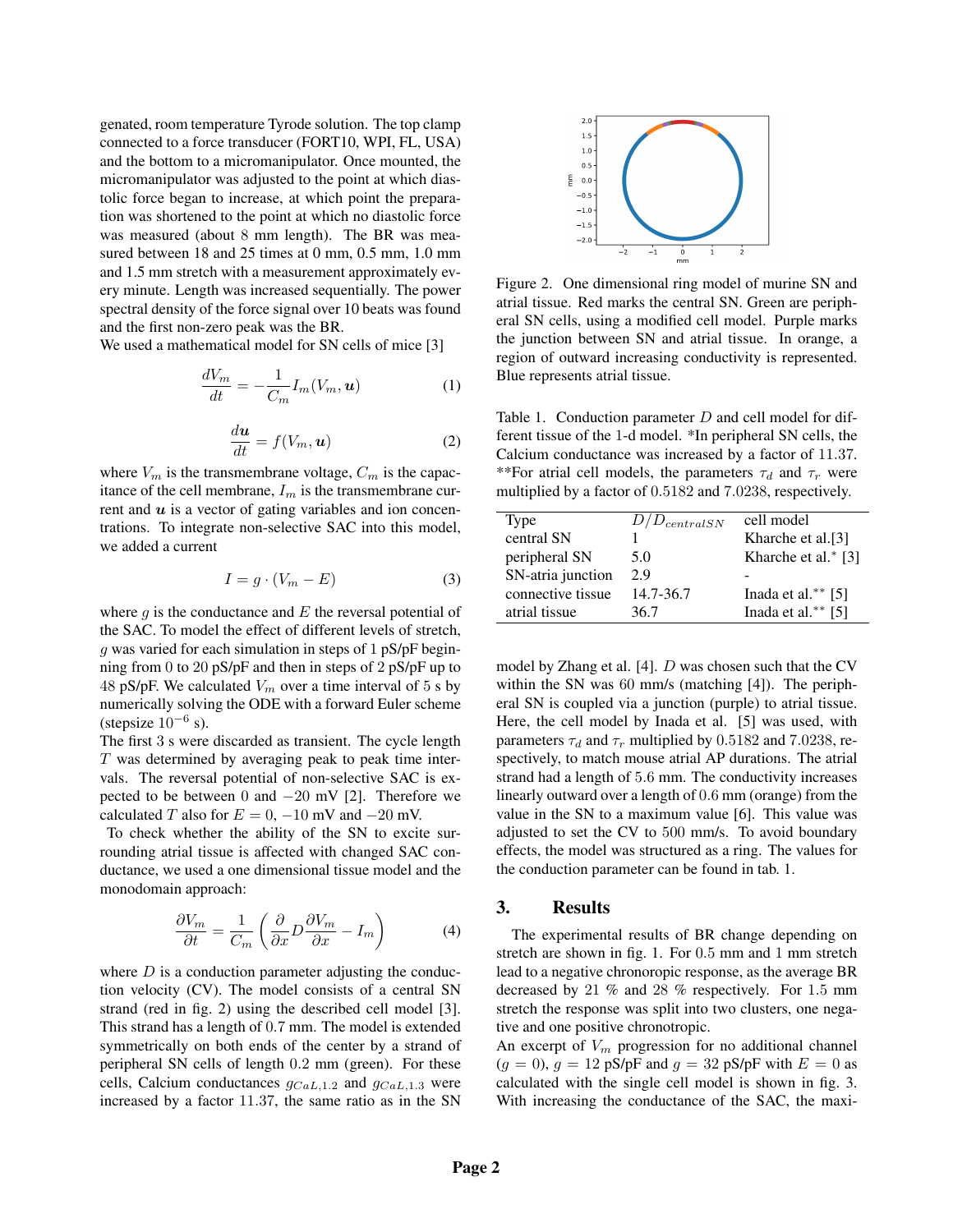genated, room temperature Tyrode solution. The top clamp connected to a force transducer (FORT10, WPI, FL, USA) and the bottom to a micromanipulator. Once mounted, the micromanipulator was adjusted to the point at which diastolic force began to increase, at which point the preparation was shortened to the point at which no diastolic force was measured (about 8 mm length). The BR was measured between 18 and 25 times at 0 mm, 0.5 mm, 1.0 mm and 1.5 mm stretch with a measurement approximately every minute. Length was increased sequentially. The power spectral density of the force signal over 10 beats was found and the first non-zero peak was the BR.

We used a mathematical model for SN cells of mice [3]

$$\frac{dV_m}{dt} = -\frac{1}{C_m} I_m(V_m, \boldsymbol{u}) \tag{1}$$

$$\frac{d\boldsymbol{u}}{dt} = f(V_m, \boldsymbol{u}) \tag{2}$$

where $V_m$ is the transmembrane voltage, $C_m$ is the capacitance of the cell membrane, $I_m$ is the transmembrane current and $\boldsymbol{u}$ is a vector of gating variables and ion concentrations. To integrate non-selective SAC into this model, we added a current

$$I = g \cdot (V_m - E) \tag{3}$$

where $g$ is the conductance and $E$ the reversal potential of the SAC. To model the effect of different levels of stretch, $g$ was varied for each simulation in steps of 1 pS/pF beginning from 0 to 20 pS/pF and then in steps of 2 pS/pF up to 48 pS/pF. We calculated $V_m$ over a time interval of 5 s by numerically solving the ODE with a forward Euler scheme (stepsize $10^{-6}$ s).

The first 3 s were discarded as transient. The cycle length $T$ was determined by averaging peak to peak time intervals. The reversal potential of non-selective SAC is expected to be between 0 and $-20$ mV [2]. Therefore we calculated $T$ also for $E = 0$, $-10$ mV and $-20$ mV.

To check whether the ability of the SN to excite surrounding atrial tissue is affected with changed SAC conductance, we used a one dimensional tissue model and the monodomain approach:

$$\frac{\partial V_m}{\partial t} = \frac{1}{C_m}\left(\frac{\partial}{\partial x} D \frac{\partial V_m}{\partial x} - I_m\right) \tag{4}$$

where $D$ is a conduction parameter adjusting the conduction velocity (CV). The model consists of a central SN strand (red in fig. 2) using the described cell model [3]. This strand has a length of 0.7 mm. The model is extended symmetrically on both ends of the center by a strand of peripheral SN cells of length 0.2 mm (green). For these cells, Calcium conductances $g_{CaL,1.2}$ and $g_{CaL,1.3}$ were increased by a factor 11.37, the same ratio as in the SN model by Zhang et al. [4]. $D$ was chosen such that the CV within the SN was 60 mm/s (matching [4]). The peripheral SN is coupled via a junction (purple) to atrial tissue. Here, the cell model by Inada et al. [5] was used, with parameters $\tau_d$ and $\tau_r$ multiplied by 0.5182 and 7.0238, respectively, to match mouse atrial AP durations. The atrial strand had a length of 5.6 mm. The conductivity increases linearly outward over a length of 0.6 mm (orange) from the value in the SN to a maximum value [6]. This value was adjusted to set the CV to 500 mm/s. To avoid boundary effects, the model was structured as a ring. The values for the conduction parameter can be found in tab. 1.

Figure 2. One dimensional ring model of murine SN and atrial tissue. Red marks the central SN. Green are peripheral SN cells, using a modified cell model. Purple marks the junction between SN and atrial tissue. In orange, a region of outward increasing conductivity is represented. Blue represents atrial tissue.

Table 1. Conduction parameter $D$ and cell model for different tissue of the 1-d model. *In peripheral SN cells, the Calcium conductance was increased by a factor of 11.37. **For atrial cell models, the parameters $\tau_d$ and $\tau_r$ were multiplied by a factor of 0.5182 and 7.0238, respectively.

| Type | $D/D_{centralSN}$ | cell model |
|---|---|---|
| central SN | 1 | Kharche et al.[3] |
| peripheral SN | 5.0 | Kharche et al.* [3] |
| SN-atria junction | 2.9 | - |
| connective tissue | 14.7-36.7 | Inada et al.** [5] |
| atrial tissue | 36.7 | Inada et al.** [5] |

## 3. Results

The experimental results of BR change depending on stretch are shown in fig. 1. For 0.5 mm and 1 mm stretch lead to a negative chronoropic response, as the average BR decreased by 21 % and 28 % respectively. For 1.5 mm stretch the response was split into two clusters, one negative and one positive chronotropic.

An excerpt of $V_m$ progression for no additional channel ($g = 0$), $g = 12$ pS/pF and $g = 32$ pS/pF with $E = 0$ as calculated with the single cell model is shown in fig. 3. With increasing the conductance of the SAC, the maxi-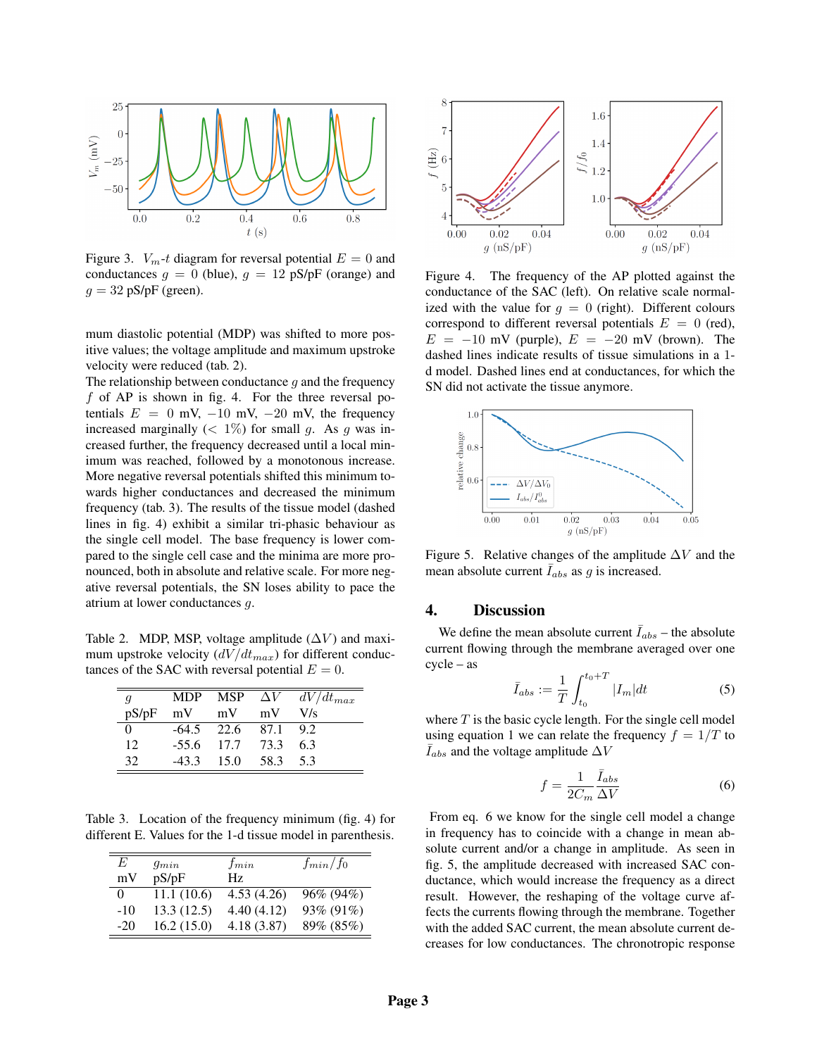Figure 3. $V_m$-$t$ diagram for reversal potential $E = 0$ and conductances $g = 0$ (blue), $g = 12$ pS/pF (orange) and $g = 32$ pS/pF (green).

mum diastolic potential (MDP) was shifted to more positive values; the voltage amplitude and maximum upstroke velocity were reduced (tab. 2).

The relationship between conductance $g$ and the frequency $f$ of AP is shown in fig. 4. For the three reversal potentials $E = 0$ mV, $-10$ mV, $-20$ mV, the frequency increased marginally ($< 1\%$) for small $g$. As $g$ was increased further, the frequency decreased until a local minimum was reached, followed by a monotonous increase. More negative reversal potentials shifted this minimum towards higher conductances and decreased the minimum frequency (tab. 3). The results of the tissue model (dashed lines in fig. 4) exhibit a similar tri-phasic behaviour as the single cell model. The base frequency is lower compared to the single cell case and the minima are more pronounced, both in absolute and relative scale. For more negative reversal potentials, the SN loses ability to pace the atrium at lower conductances $g$.

Table 2. MDP, MSP, voltage amplitude ($\Delta V$) and maximum upstroke velocity ($dV/dt_{max}$) for different conductances of the SAC with reversal potential $E = 0$.

| $g$ | MDP | MSP | $\Delta V$ | $dV/dt_{max}$ |
|---|---|---|---|---|
| pS/pF | mV | mV | mV | V/s |
| 0 | -64.5 | 22.6 | 87.1 | 9.2 |
| 12 | -55.6 | 17.7 | 73.3 | 6.3 |
| 32 | -43.3 | 15.0 | 58.3 | 5.3 |

Table 3. Location of the frequency minimum (fig. 4) for different E. Values for the 1-d tissue model in parenthesis.

| $E$ | $g_{min}$ | $f_{min}$ | $f_{min}/f_0$ |
|---|---|---|---|
| mV | pS/pF | Hz | |
| 0 | 11.1 (10.6) | 4.53 (4.26) | 96% (94%) |
| -10 | 13.3 (12.5) | 4.40 (4.12) | 93% (91%) |
| -20 | 16.2 (15.0) | 4.18 (3.87) | 89% (85%) |

Figure 4. The frequency of the AP plotted against the conductance of the SAC (left). On relative scale normalized with the value for $g = 0$ (right). Different colours correspond to different reversal potentials $E = 0$ (red), $E = -10$ mV (purple), $E = -20$ mV (brown). The dashed lines indicate results of tissue simulations in a 1-d model. Dashed lines end at conductances, for which the SN did not activate the tissue anymore.

Figure 5. Relative changes of the amplitude $\Delta V$ and the mean absolute current $\bar{I}_{abs}$ as $g$ is increased.

## 4. Discussion

We define the mean absolute current $\bar{I}_{abs}$ – the absolute current flowing through the membrane averaged over one cycle – as

$$\bar{I}_{abs} := \frac{1}{T}\int_{t_0}^{t_0+T} |I_m| dt \tag{5}$$

where $T$ is the basic cycle length. For the single cell model using equation 1 we can relate the frequency $f = 1/T$ to $\bar{I}_{abs}$ and the voltage amplitude $\Delta V$

$$f = \frac{1}{2C_m}\frac{\bar{I}_{abs}}{\Delta V} \tag{6}$$

From eq. 6 we know for the single cell model a change in frequency has to coincide with a change in mean absolute current and/or a change in amplitude. As seen in fig. 5, the amplitude decreased with increased SAC conductance, which would increase the frequency as a direct result. However, the reshaping of the voltage curve affects the currents flowing through the membrane. Together with the added SAC current, the mean absolute current decreases for low conductances. The chronotropic response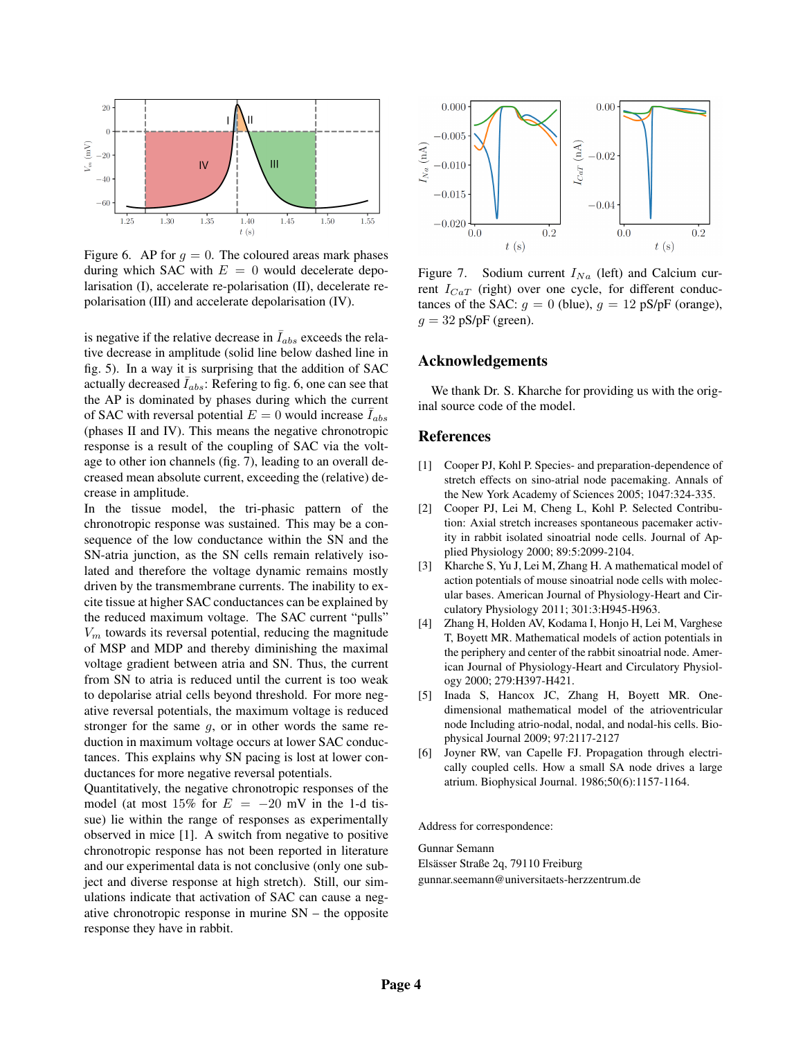20
0
−20
−40
−60
$V_m$ (mV)
I
II
IV
III
1.25
1.30
1.35
1.40
1.45
1.50
1.55
$t$ (s)

Figure 6. AP for $g = 0$. The coloured areas mark phases during which SAC with $E = 0$ would decelerate depolarisation (I), accelerate re-polarisation (II), decelerate re-polarisation (III) and accelerate depolarisation (IV).

0.000
−0.005
−0.010
−0.015
−0.020
$I_{Na}$ (nA)
0.0
0.2
$t$ (s)
0.00
−0.02
−0.04
$I_{CaT}$ (nA)
0.0
0.2
$t$ (s)

Figure 7. Sodium current $I_{Na}$ (left) and Calcium current $I_{CaT}$ (right) over one cycle, for different conductances of the SAC: $g = 0$ (blue), $g = 12$ pS/pF (orange), $g = 32$ pS/pF (green).

is negative if the relative decrease in $\bar{I}_{abs}$ exceeds the relative decrease in amplitude (solid line below dashed line in fig. 5). In a way it is surprising that the addition of SAC actually decreased $\bar{I}_{abs}$: Refering to fig. 6, one can see that the AP is dominated by phases during which the current of SAC with reversal potential $E = 0$ would increase $\bar{I}_{abs}$ (phases II and IV). This means the negative chronotropic response is a result of the coupling of SAC via the voltage to other ion channels (fig. 7), leading to an overall decreased mean absolute current, exceeding the (relative) decrease in amplitude.

In the tissue model, the tri-phasic pattern of the chronotropic response was sustained. This may be a consequence of the low conductance within the SN and the SN-atria junction, as the SN cells remain relatively isolated and therefore the voltage dynamic remains mostly driven by the transmembrane currents. The inability to excite tissue at higher SAC conductances can be explained by the reduced maximum voltage. The SAC current "pulls" $V_m$ towards its reversal potential, reducing the magnitude of MSP and MDP and thereby diminishing the maximal voltage gradient between atria and SN. Thus, the current from SN to atria is reduced until the current is too weak to depolarise atrial cells beyond threshold. For more negative reversal potentials, the maximum voltage is reduced stronger for the same $g$, or in other words the same reduction in maximum voltage occurs at lower SAC conductances. This explains why SN pacing is lost at lower conductances for more negative reversal potentials.

Quantitatively, the negative chronotropic responses of the model (at most 15% for $E = -20$ mV in the 1-d tissue) lie within the range of responses as experimentally observed in mice [1]. A switch from negative to positive chronotropic response has not been reported in literature and our experimental data is not conclusive (only one subject and diverse response at high stretch). Still, our simulations indicate that activation of SAC can cause a negative chronotropic response in murine SN – the opposite response they have in rabbit.

## Acknowledgements

We thank Dr. S. Kharche for providing us with the original source code of the model.

## References

[1] Cooper PJ, Kohl P. Species- and preparation-dependence of stretch effects on sino-atrial node pacemaking. Annals of the New York Academy of Sciences 2005; 1047:324-335.

[2] Cooper PJ, Lei M, Cheng L, Kohl P. Selected Contribution: Axial stretch increases spontaneous pacemaker activity in rabbit isolated sinoatrial node cells. Journal of Applied Physiology 2000; 89:5:2099-2104.

[3] Kharche S, Yu J, Lei M, Zhang H. A mathematical model of action potentials of mouse sinoatrial node cells with molecular bases. American Journal of Physiology-Heart and Circulatory Physiology 2011; 301:3:H945-H963.

[4] Zhang H, Holden AV, Kodama I, Honjo H, Lei M, Varghese T, Boyett MR. Mathematical models of action potentials in the periphery and center of the rabbit sinoatrial node. American Journal of Physiology-Heart and Circulatory Physiology 2000; 279:H397-H421.

[5] Inada S, Hancox JC, Zhang H, Boyett MR. One-dimensional mathematical model of the atrioventricular node Including atrio-nodal, nodal, and nodal-his cells. Biophysical Journal 2009; 97:2117-2127

[6] Joyner RW, van Capelle FJ. Propagation through electrically coupled cells. How a small SA node drives a large atrium. Biophysical Journal. 1986;50(6):1157-1164.

Address for correspondence:

Gunnar Semann
Elsässer Straße 2q, 79110 Freiburg
gunnar.seemann@universitaets-herzzentrum.de